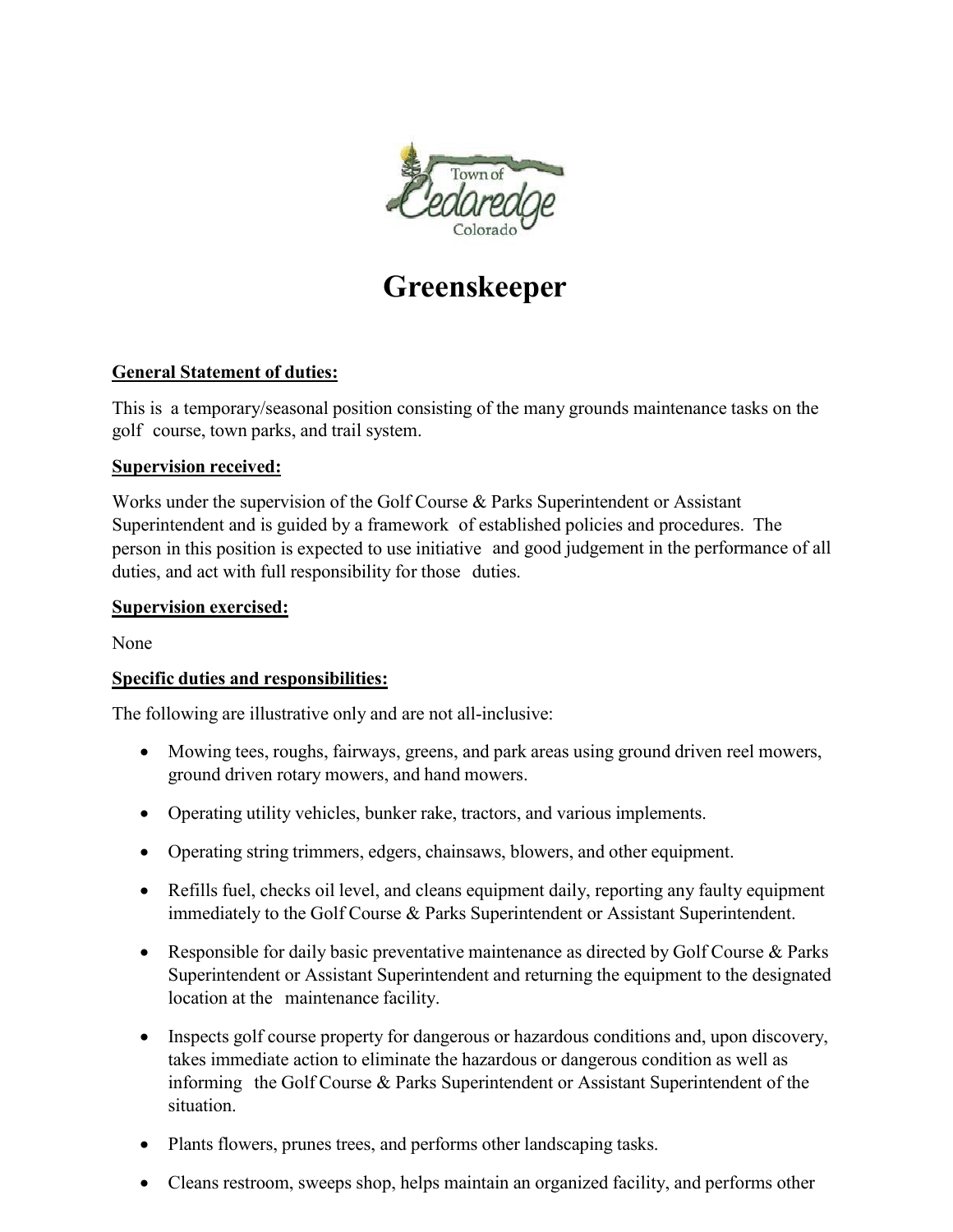# Greenskeeper

**General Statement of duties:**

This is a temporary/seasonal position consisting of the many grounds maintenance tasks on the golf course, town parks, and trail system.

**Supervision received:**

Works under the supervision of the Golf Course & Parks Superintendent or Assistant Superintendent and is guided by a framework of established policies and procedures. The person in this position is expected to use initiative and good judgement in the performance of all duties, and act with full responsibility for those duties.

**Supervision exercised:**

None

**Specific duties and responsibilities:**

The following are illustrative only and are not all-inclusive:

- Mowing tees, roughs, fairways, greens, and park areas using ground driven reel mowers, ground driven rotary mowers, and hand mowers.
- Operating utility vehicles, bunker rake, tractors, and various implements.
- Operating string trimmers, edgers, chainsaws, blowers, and other equipment.
- Refills fuel, checks oil level, and cleans equipment daily, reporting any faulty equipment immediately to the Golf Course & Parks Superintendent or Assistant Superintendent.
- Responsible for daily basic preventative maintenance as directed by Golf Course & Parks Superintendent or Assistant Superintendent and returning the equipment to the designated location at the maintenance facility.
- Inspects golf course property for dangerous or hazardous conditions and, upon discovery, takes immediate action to eliminate the hazardous or dangerous condition as well as informing the Golf Course & Parks Superintendent or Assistant Superintendent of the situation.
- Plants flowers, prunes trees, and performs other landscaping tasks.
- Cleans restroom, sweeps shop, helps maintain an organized facility, and performs other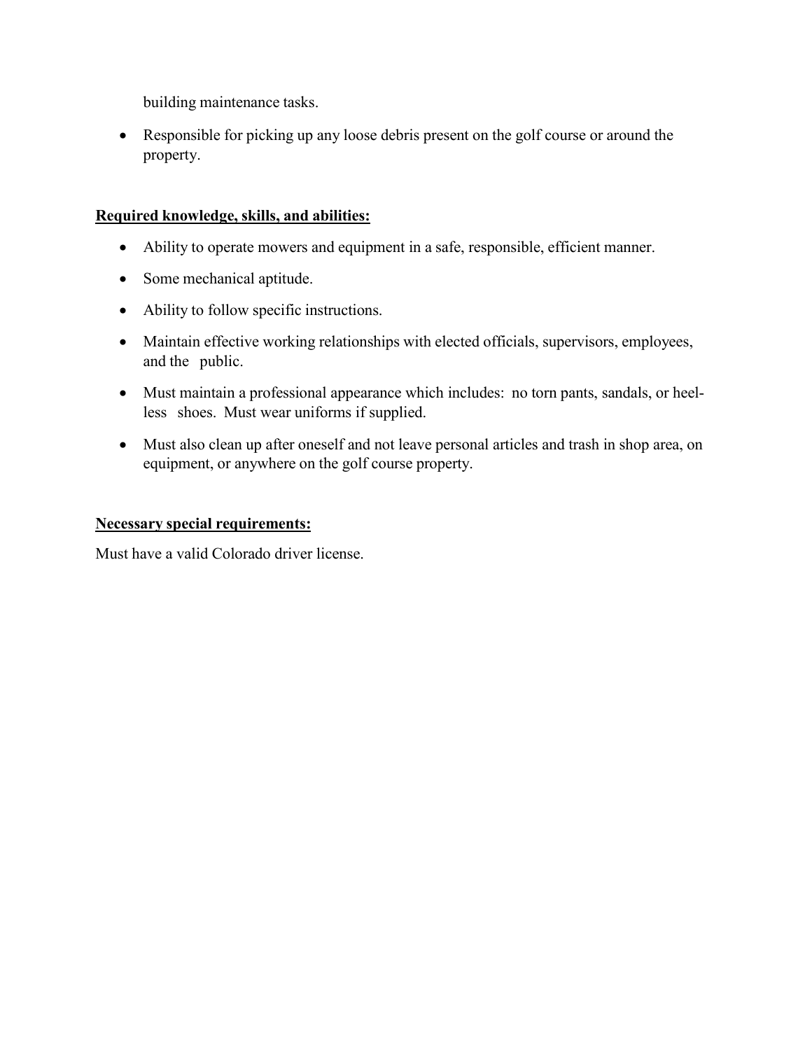building maintenance tasks.

- Responsible for picking up any loose debris present on the golf course or around the property.

**Required knowledge, skills, and abilities:**

- Ability to operate mowers and equipment in a safe, responsible, efficient manner.
- Some mechanical aptitude.
- Ability to follow specific instructions.
- Maintain effective working relationships with elected officials, supervisors, employees, and the public.
- Must maintain a professional appearance which includes: no torn pants, sandals, or heel-less shoes. Must wear uniforms if supplied.
- Must also clean up after oneself and not leave personal articles and trash in shop area, on equipment, or anywhere on the golf course property.

**Necessary special requirements:**

Must have a valid Colorado driver license.